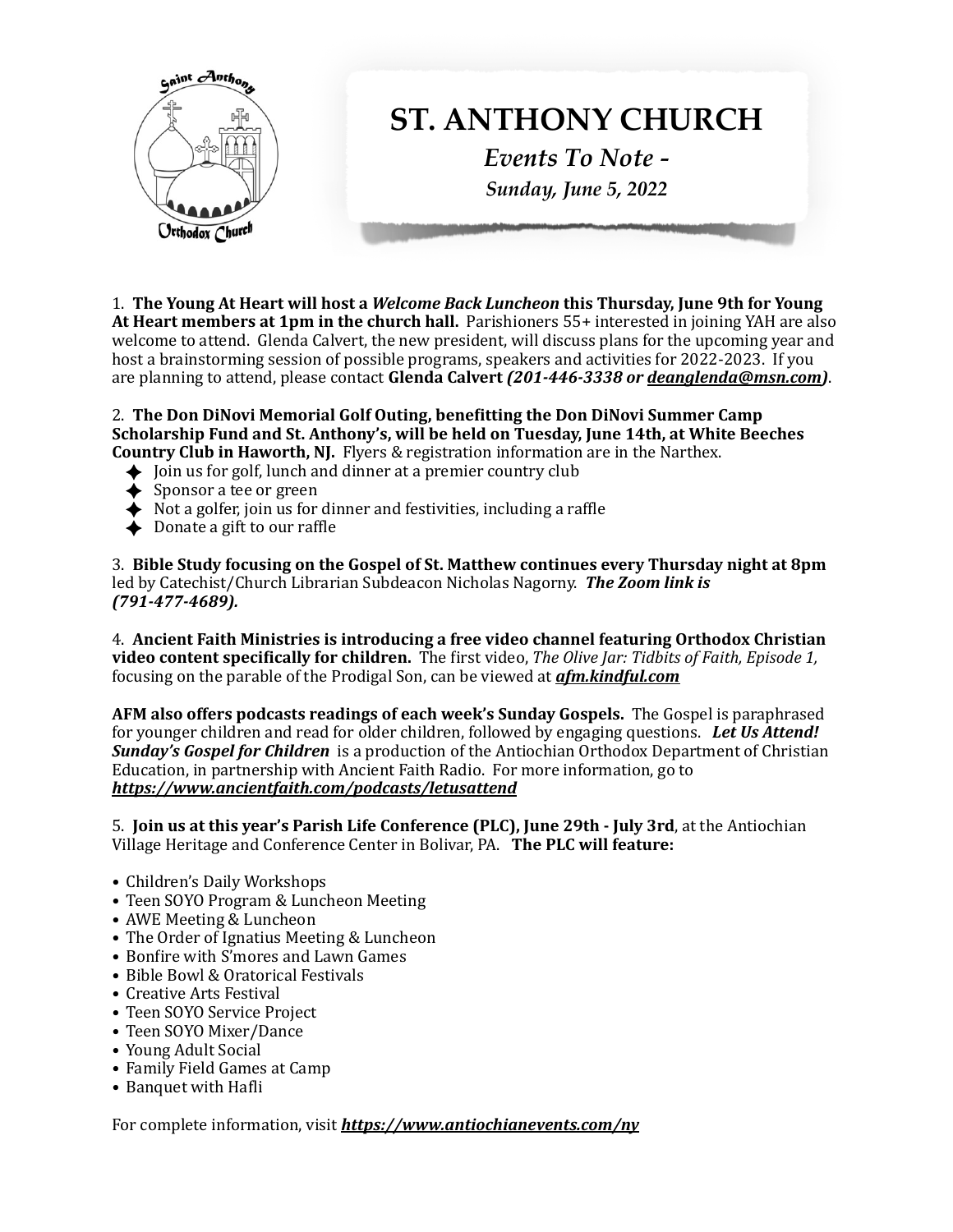# ST. ANTHONY CHURCH

*Events To Note -*

*Sunday, June 5, 2022*

1. **The Young At Heart will host a *Welcome Back Luncheon* this Thursday, June 9th for Young At Heart members at 1pm in the church hall.** Parishioners 55+ interested in joining YAH are also welcome to attend. Glenda Calvert, the new president, will discuss plans for the upcoming year and host a brainstorming session of possible programs, speakers and activities for 2022-2023. If you are planning to attend, please contact **Glenda Calvert *(201-446-3338 or deanglenda@msn.com)***.

2. **The Don DiNovi Memorial Golf Outing, benefitting the Don DiNovi Summer Camp Scholarship Fund and St. Anthony's, will be held on Tuesday, June 14th, at White Beeches Country Club in Haworth, NJ.** Flyers & registration information are in the Narthex.
   - Join us for golf, lunch and dinner at a premier country club
   - Sponsor a tee or green
   - Not a golfer, join us for dinner and festivities, including a raffle
   - Donate a gift to our raffle

3. **Bible Study focusing on the Gospel of St. Matthew continues every Thursday night at 8pm** led by Catechist/Church Librarian Subdeacon Nicholas Nagorny. ***The Zoom link is (791-477-4689).***

4. **Ancient Faith Ministries is introducing a free video channel featuring Orthodox Christian video content specifically for children.** The first video, *The Olive Jar: Tidbits of Faith, Episode 1,* focusing on the parable of the Prodigal Son, can be viewed at ***afm.kindful.com***

**AFM also offers podcasts readings of each week's Sunday Gospels.** The Gospel is paraphrased for younger children and read for older children, followed by engaging questions. ***Let Us Attend! Sunday's Gospel for Children*** is a production of the Antiochian Orthodox Department of Christian Education, in partnership with Ancient Faith Radio. For more information, go to ***https://www.ancientfaith.com/podcasts/letusattend***

5. **Join us at this year's Parish Life Conference (PLC), June 29th - July 3rd**, at the Antiochian Village Heritage and Conference Center in Bolivar, PA. **The PLC will feature:**

- Children's Daily Workshops
- Teen SOYO Program & Luncheon Meeting
- AWE Meeting & Luncheon
- The Order of Ignatius Meeting & Luncheon
- Bonfire with S'mores and Lawn Games
- Bible Bowl & Oratorical Festivals
- Creative Arts Festival
- Teen SOYO Service Project
- Teen SOYO Mixer/Dance
- Young Adult Social
- Family Field Games at Camp
- Banquet with Hafli

For complete information, visit ***https://www.antiochianevents.com/ny***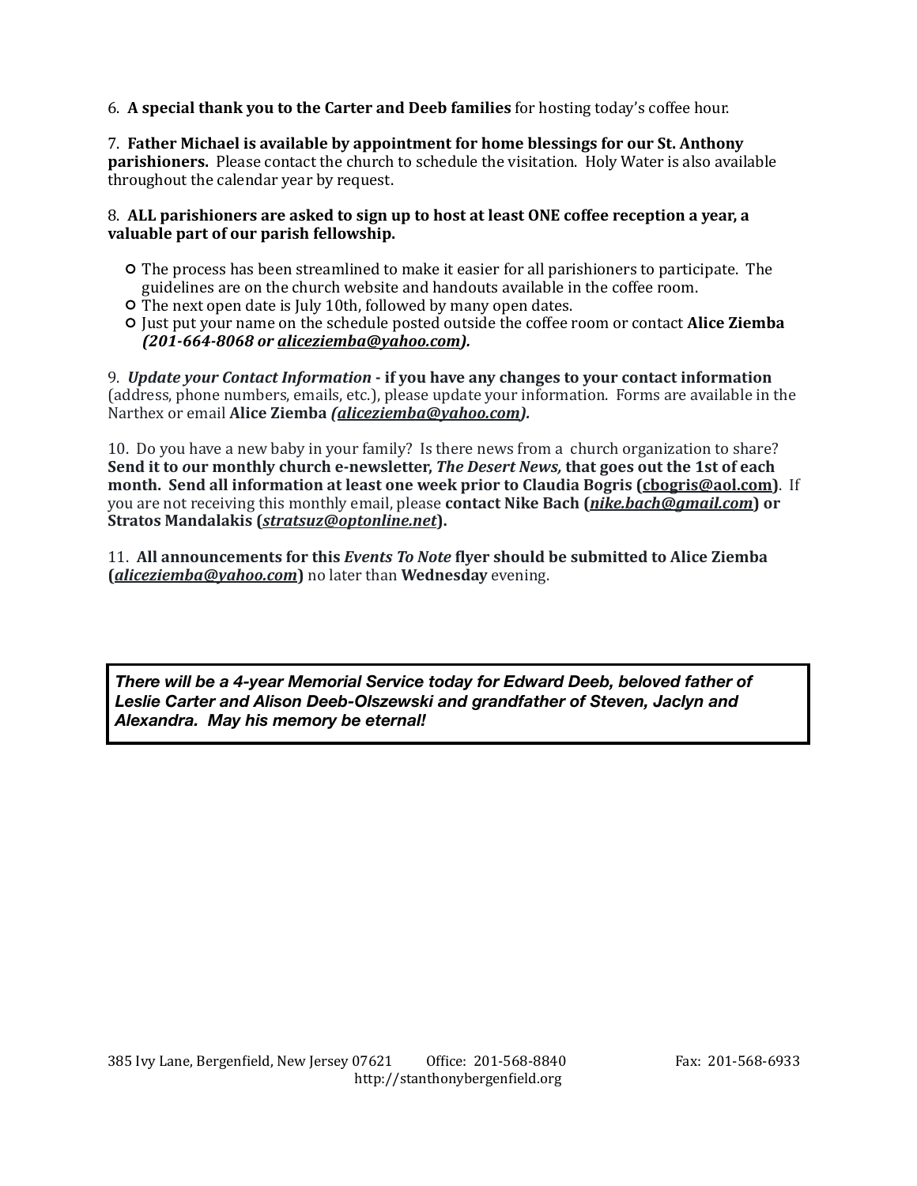6. **A special thank you to the Carter and Deeb families** for hosting today's coffee hour.

7. **Father Michael is available by appointment for home blessings for our St. Anthony parishioners.** Please contact the church to schedule the visitation. Holy Water is also available throughout the calendar year by request.

8. **ALL parishioners are asked to sign up to host at least ONE coffee reception a year, a valuable part of our parish fellowship.**

- The process has been streamlined to make it easier for all parishioners to participate. The guidelines are on the church website and handouts available in the coffee room.
- The next open date is July 10th, followed by many open dates.
- Just put your name on the schedule posted outside the coffee room or contact **Alice Ziemba** ***(201-664-8068 or aliceziemba@yahoo.com).***

9. ***Update your Contact Information*** **- if you have any changes to your contact information** (address, phone numbers, emails, etc.), please update your information. Forms are available in the Narthex or email **Alice Ziemba** ***(aliceziemba@yahoo.com).***

10. Do you have a new baby in your family? Is there news from a church organization to share? **Send it to our monthly church e-newsletter, *The Desert News,* that goes out the 1st of each month. Send all information at least one week prior to Claudia Bogris (cbogris@aol.com)**. If you are not receiving this monthly email, please **contact Nike Bach (*nike.bach@gmail.com*) or Stratos Mandalakis (*stratsuz@optonline.net*).**

11. **All announcements for this *Events To Note* flyer should be submitted to Alice Ziemba (*aliceziemba@yahoo.com*)** no later than **Wednesday** evening.

***There will be a 4-year Memorial Service today for Edward Deeb, beloved father of Leslie Carter and Alison Deeb-Olszewski and grandfather of Steven, Jaclyn and Alexandra. May his memory be eternal!***